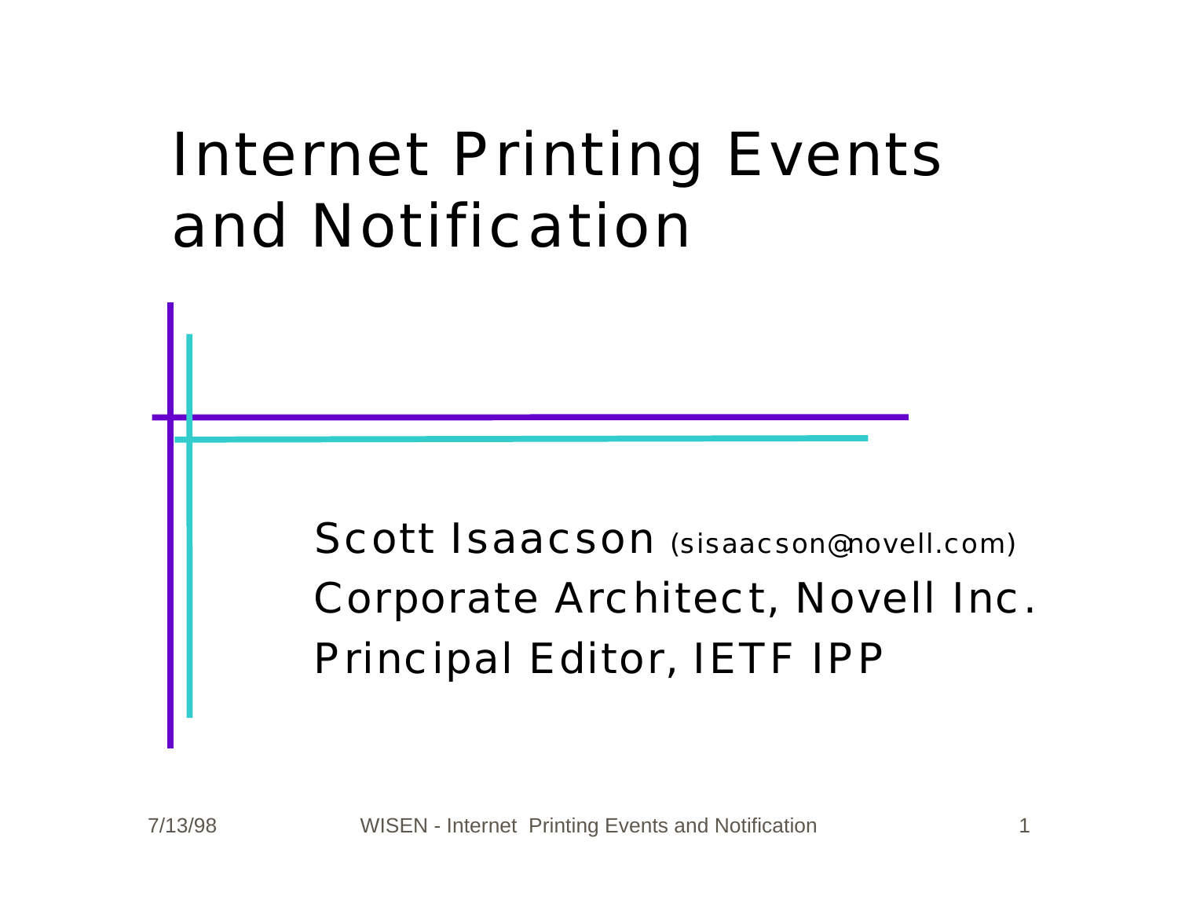# Internet Printing Events and Notification

Scott Isaacson (sisaacson@novell.com)

Corporate Architect, Novell Inc.

Principal Editor, IETF IPP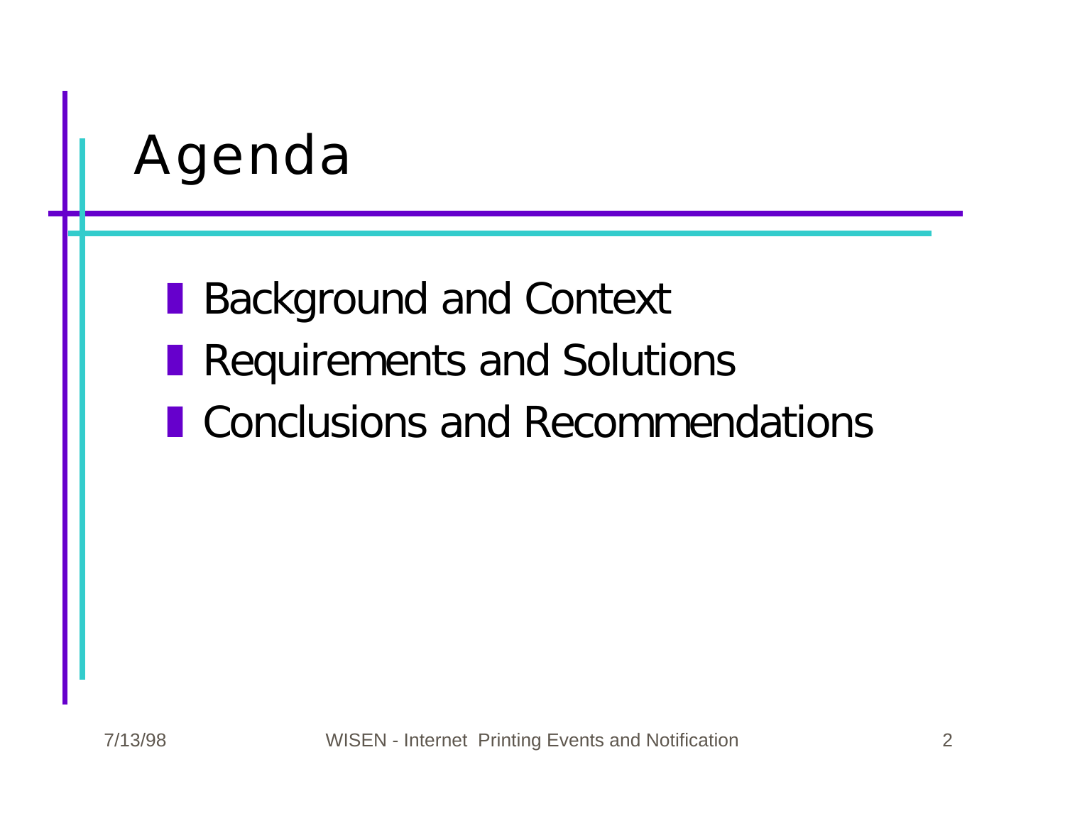# Agenda

- Background and Context
- Requirements and Solutions
- Conclusions and Recommendations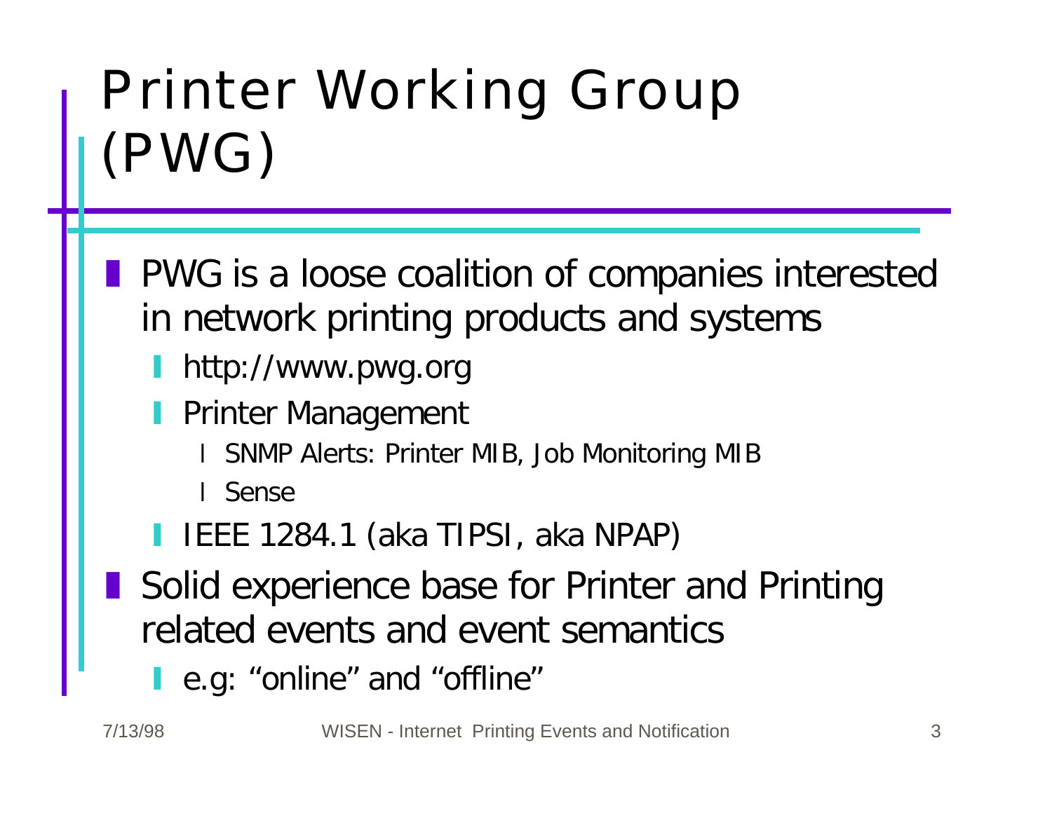# Printer Working Group (PWG)

- PWG is a loose coalition of companies interested in network printing products and systems
  - http://www.pwg.org
  - Printer Management
    - SNMP Alerts: Printer MIB, Job Monitoring MIB
    - Sense
  - IEEE 1284.1 (aka TIPSI, aka NPAP)
- Solid experience base for Printer and Printing related events and event semantics
  - e.g: “online” and “offline”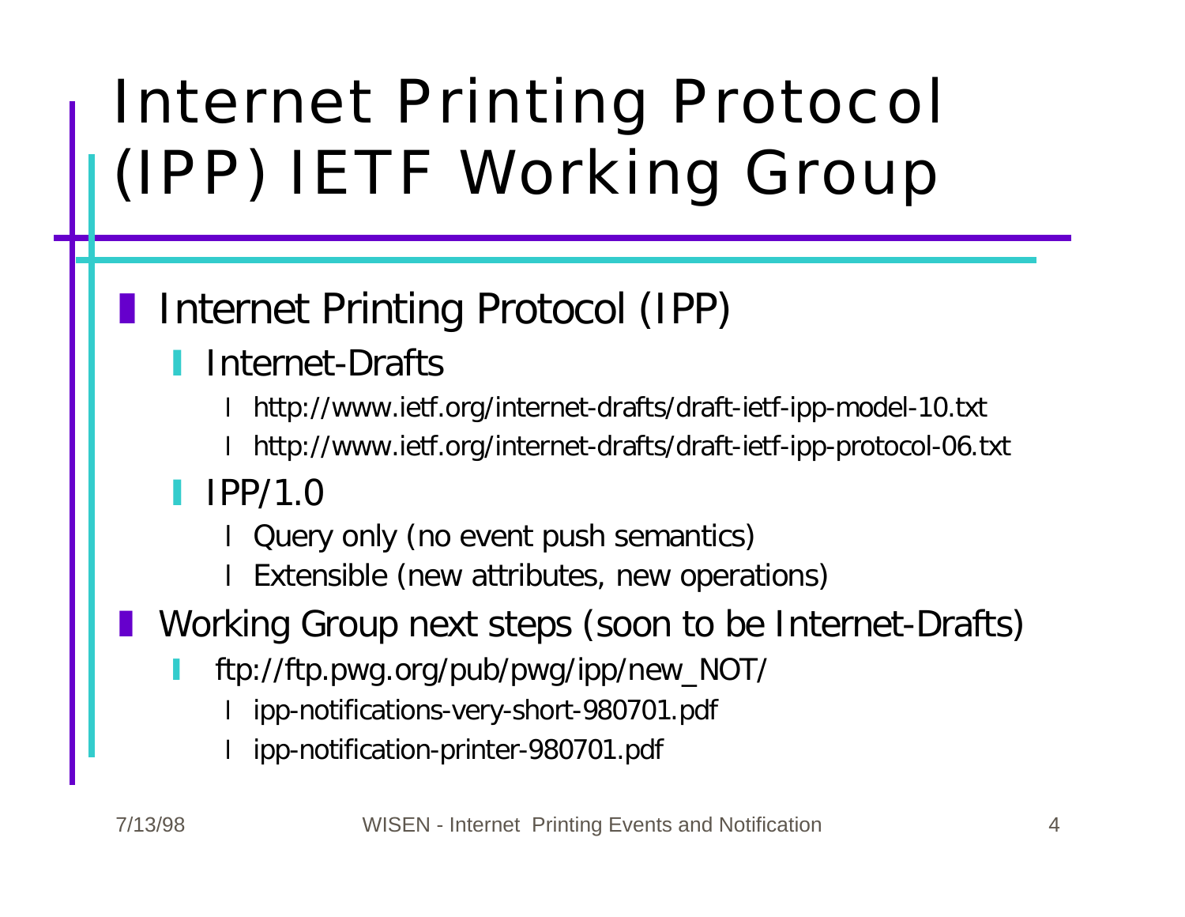# Internet Printing Protocol (IPP) IETF Working Group

- Internet Printing Protocol (IPP)
  - Internet-Drafts
    - http://www.ietf.org/internet-drafts/draft-ietf-ipp-model-10.txt
    - http://www.ietf.org/internet-drafts/draft-ietf-ipp-protocol-06.txt
  - IPP/1.0
    - Query only (no event push semantics)
    - Extensible (new attributes, new operations)
- Working Group next steps (soon to be Internet-Drafts)
  - ftp://ftp.pwg.org/pub/pwg/ipp/new_NOT/
    - ipp-notifications-very-short-980701.pdf
    - ipp-notification-printer-980701.pdf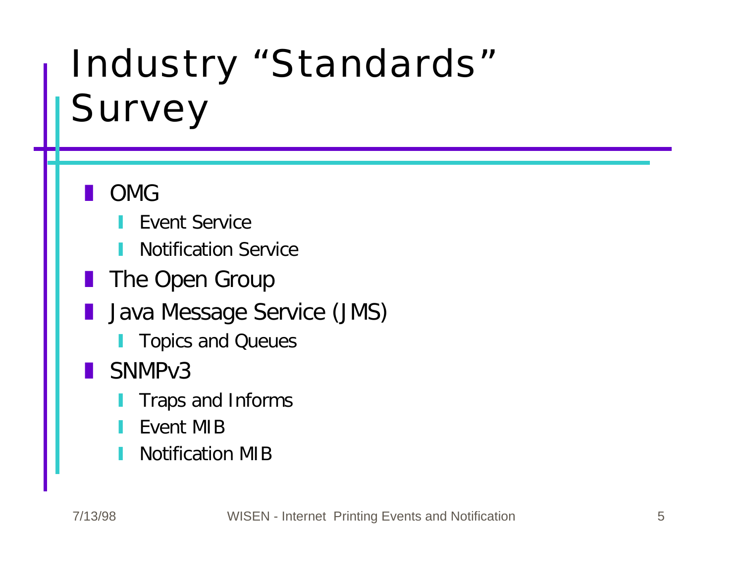# Industry "Standards" Survey

- OMG
  - Event Service
  - Notification Service
- The Open Group
- Java Message Service (JMS)
  - Topics and Queues
- SNMPv3
  - Traps and Informs
  - Event MIB
  - Notification MIB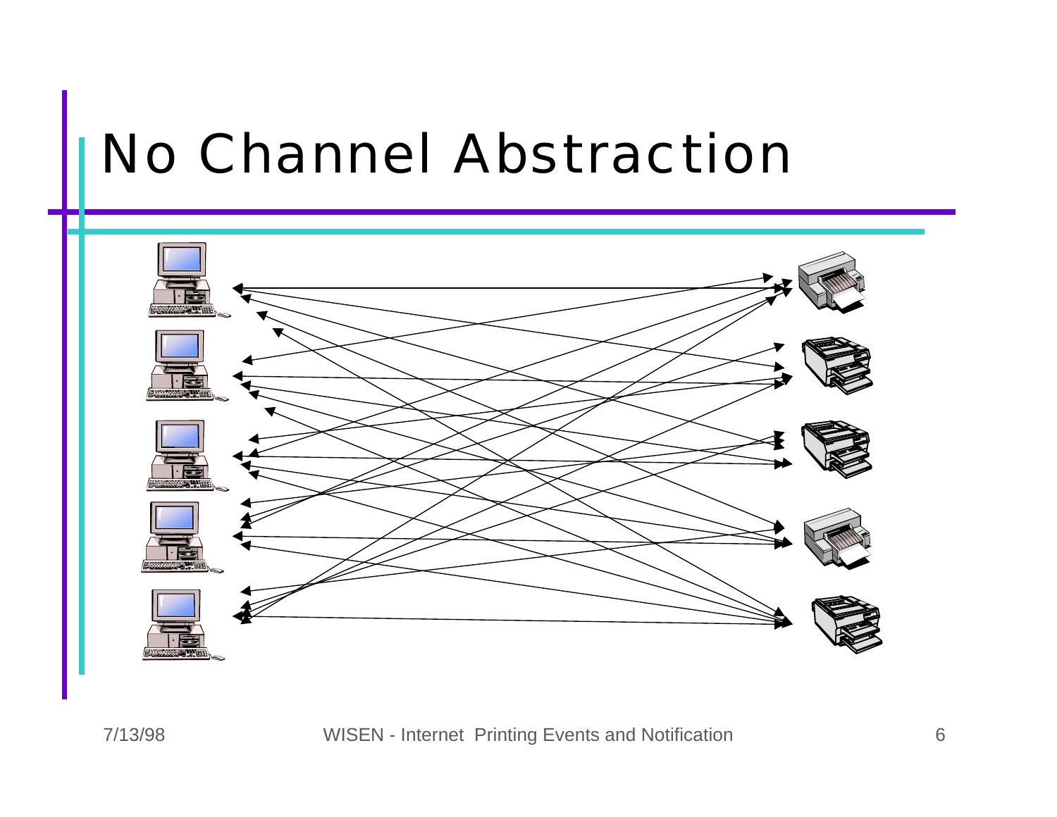# No Channel Abstraction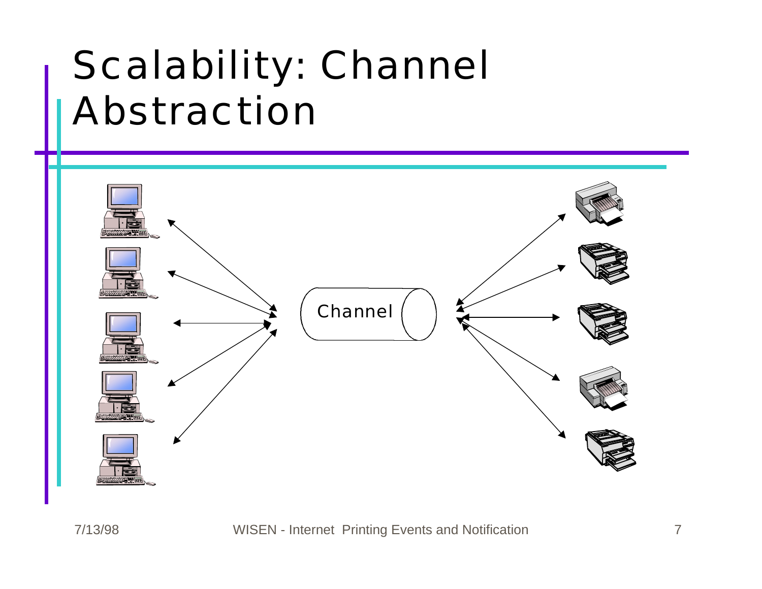# Scalability: Channel Abstraction

Channel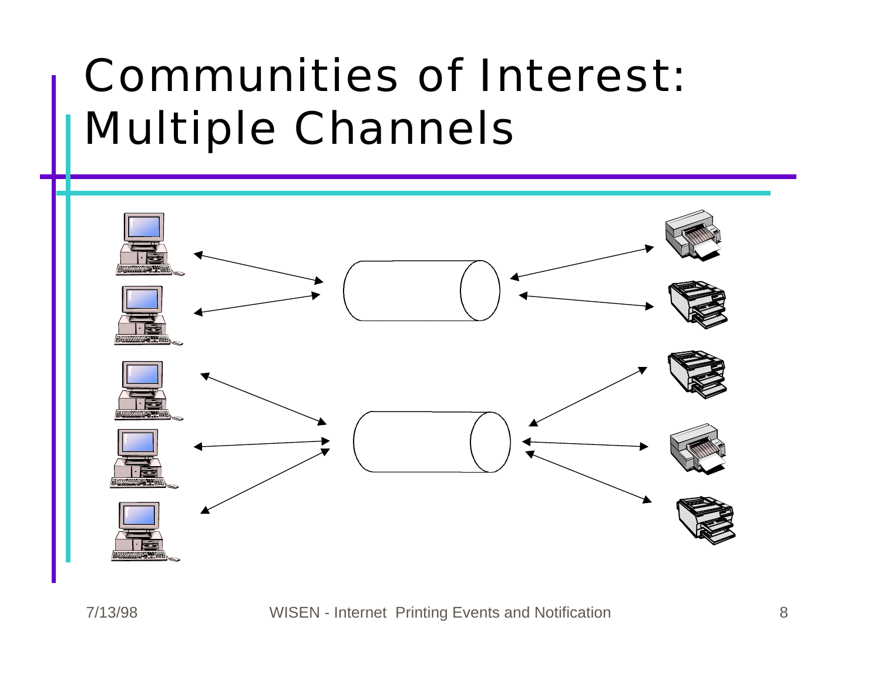# Communities of Interest: Multiple Channels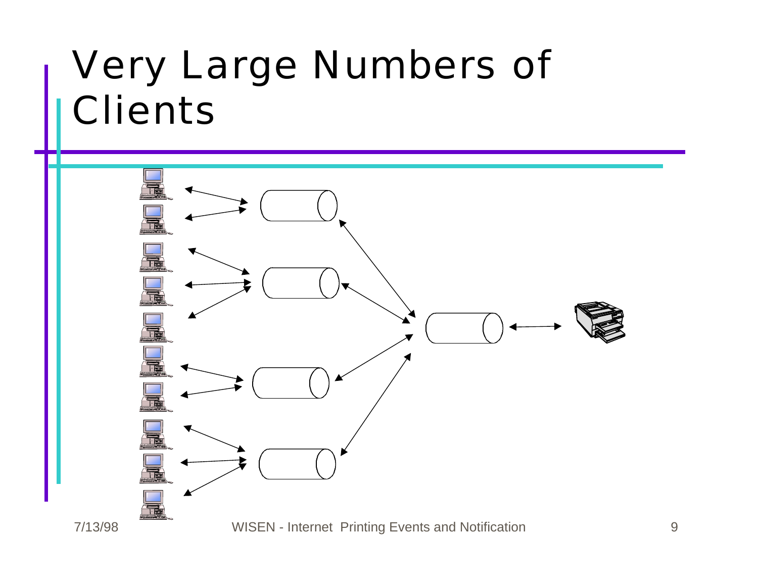# Very Large Numbers of Clients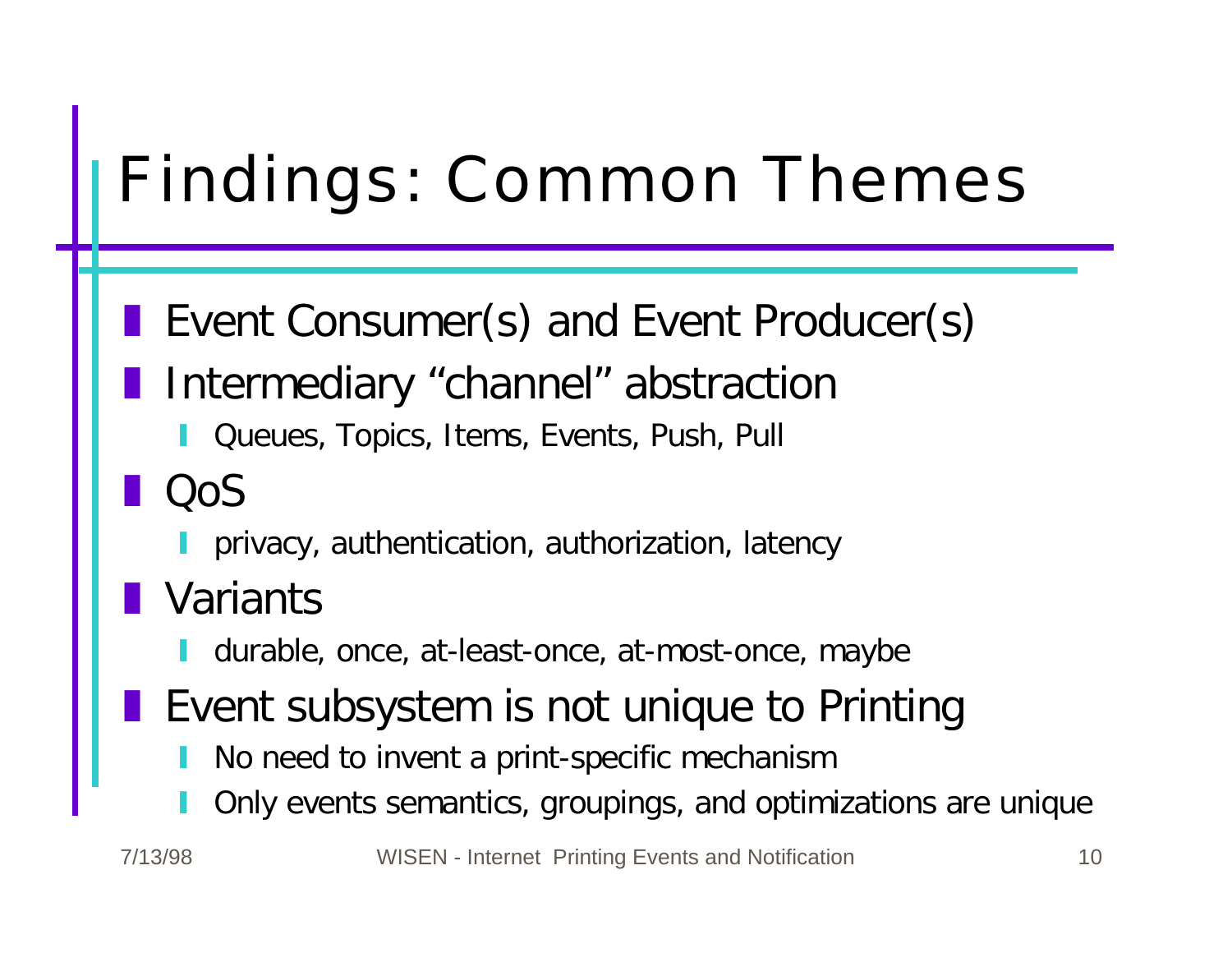# Findings: Common Themes

- Event Consumer(s) and Event Producer(s)
- Intermediary “channel” abstraction
  - Queues, Topics, Items, Events, Push, Pull
- QoS
  - privacy, authentication, authorization, latency
- Variants
  - durable, once, at-least-once, at-most-once, maybe
- Event subsystem is not unique to Printing
  - No need to invent a print-specific mechanism
  - Only events semantics, groupings, and optimizations are unique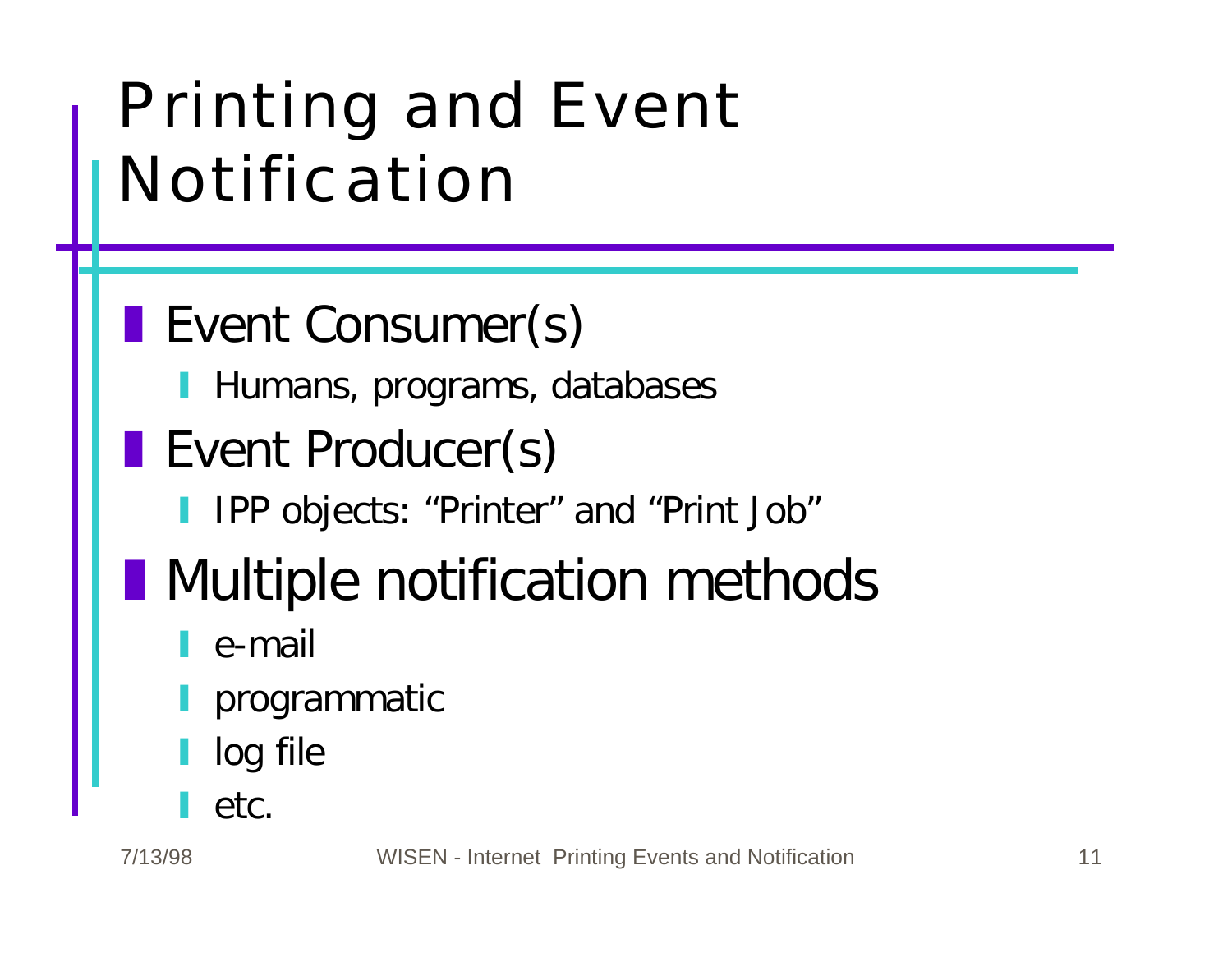# Printing and Event Notification

- Event Consumer(s)
  - Humans, programs, databases
- Event Producer(s)
  - IPP objects: "Printer" and "Print Job"
- Multiple notification methods
  - e-mail
  - programmatic
  - log file
  - etc.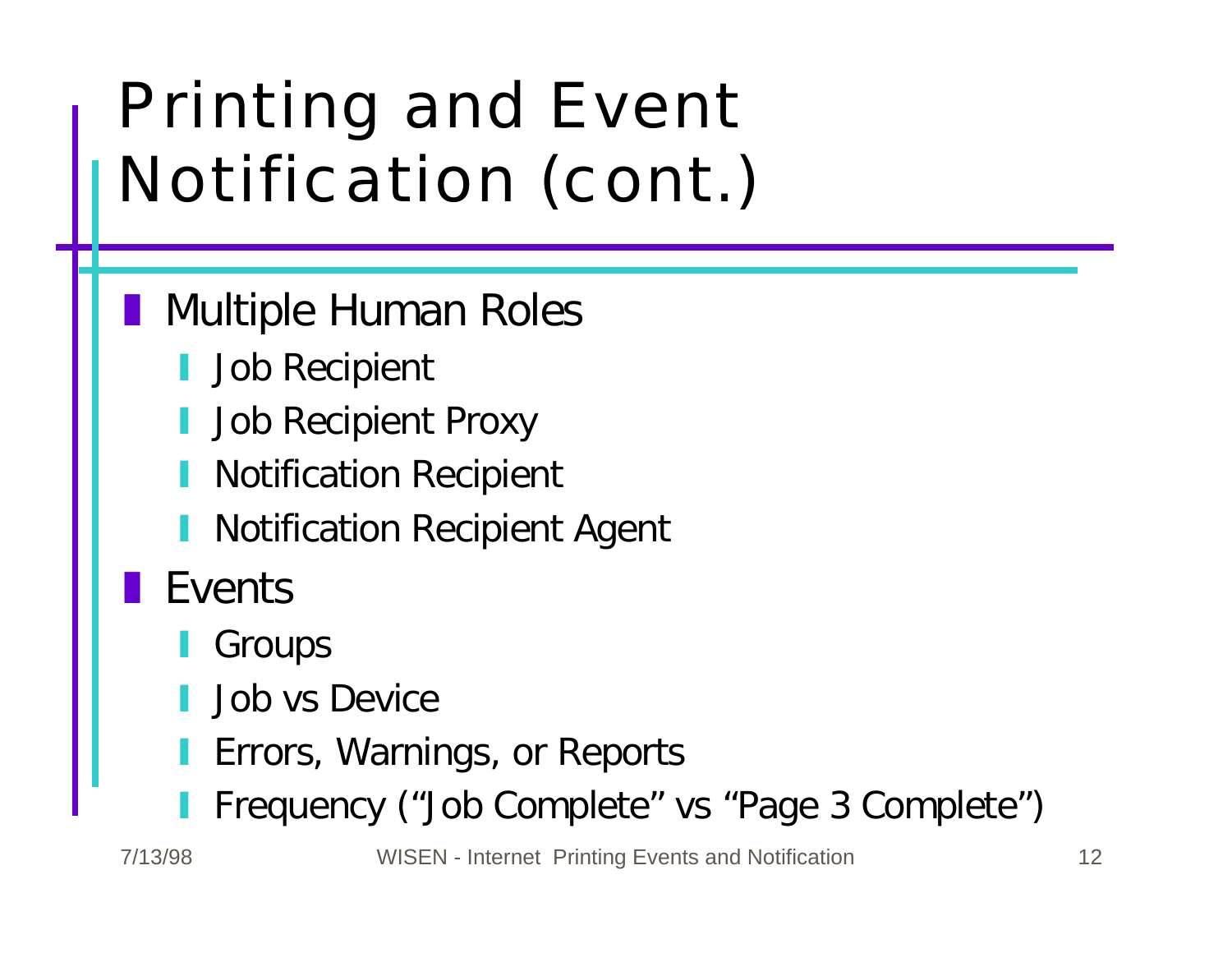# Printing and Event Notification (cont.)

- Multiple Human Roles
  - Job Recipient
  - Job Recipient Proxy
  - Notification Recipient
  - Notification Recipient Agent
- Events
  - Groups
  - Job vs Device
  - Errors, Warnings, or Reports
  - Frequency ("Job Complete" vs "Page 3 Complete")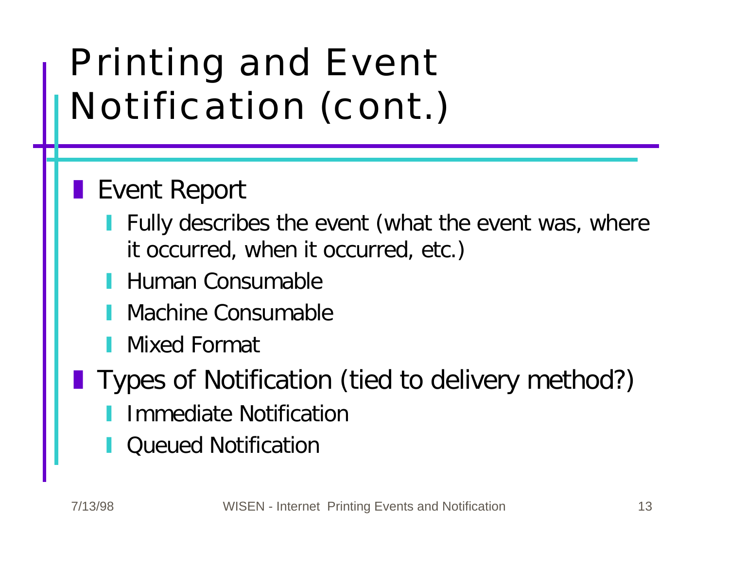# Printing and Event Notification (cont.)

- Event Report
  - Fully describes the event (what the event was, where it occurred, when it occurred, etc.)
  - Human Consumable
  - Machine Consumable
  - Mixed Format
- Types of Notification (tied to delivery method?)
  - Immediate Notification
  - Queued Notification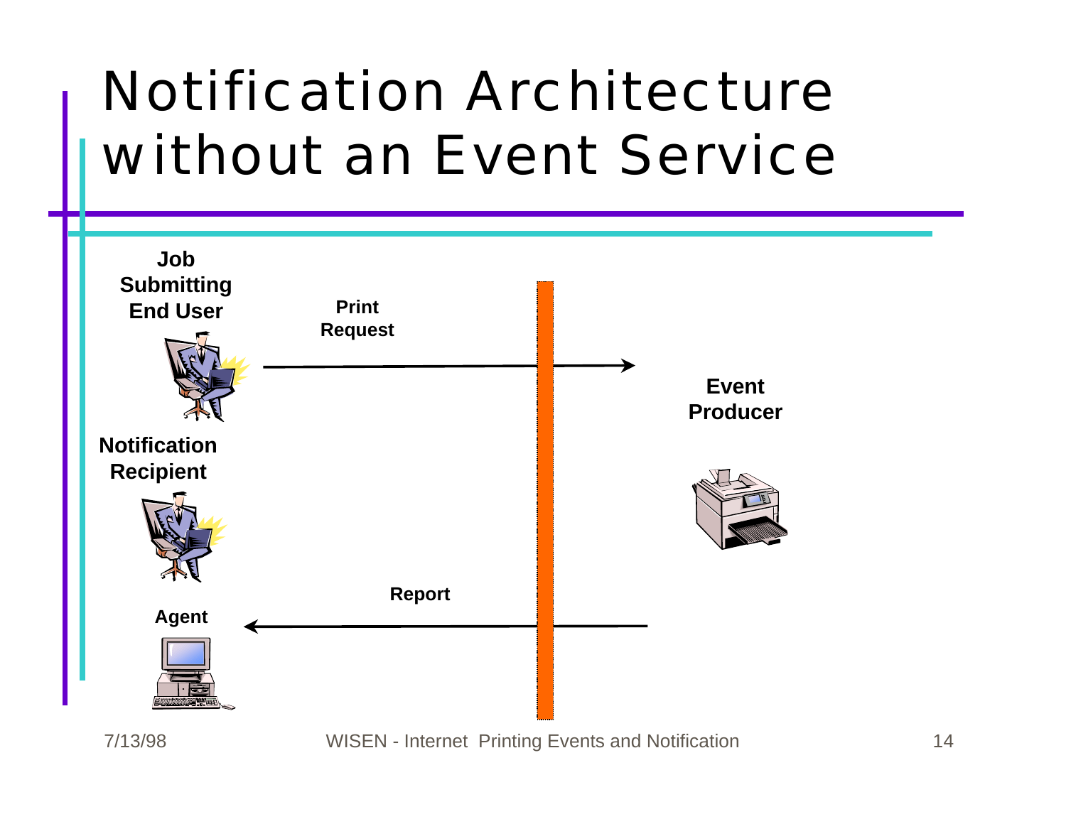# Notification Architecture without an Event Service

**Job Submitting End User**

**Print Request**

**Event Producer**

**Notification Recipient**

**Report**

**Agent**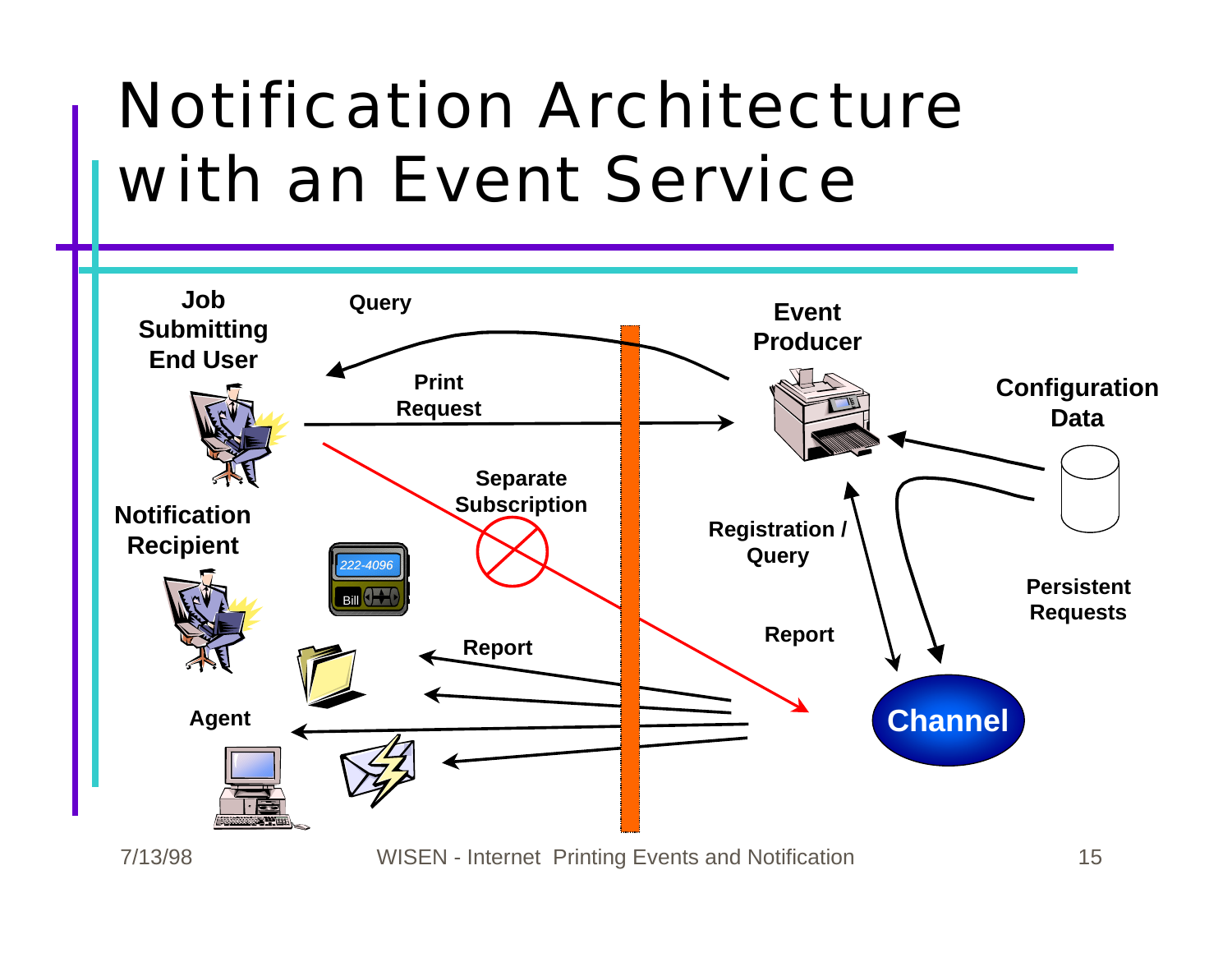# Notification Architecture with an Event Service

Job Submitting End User

Query

Print Request

Event Producer

Configuration Data

Separate Subscription

Notification Recipient

222-4096

Bill

Registration / Query

Persistent Requests

Report

Report

Agent

Channel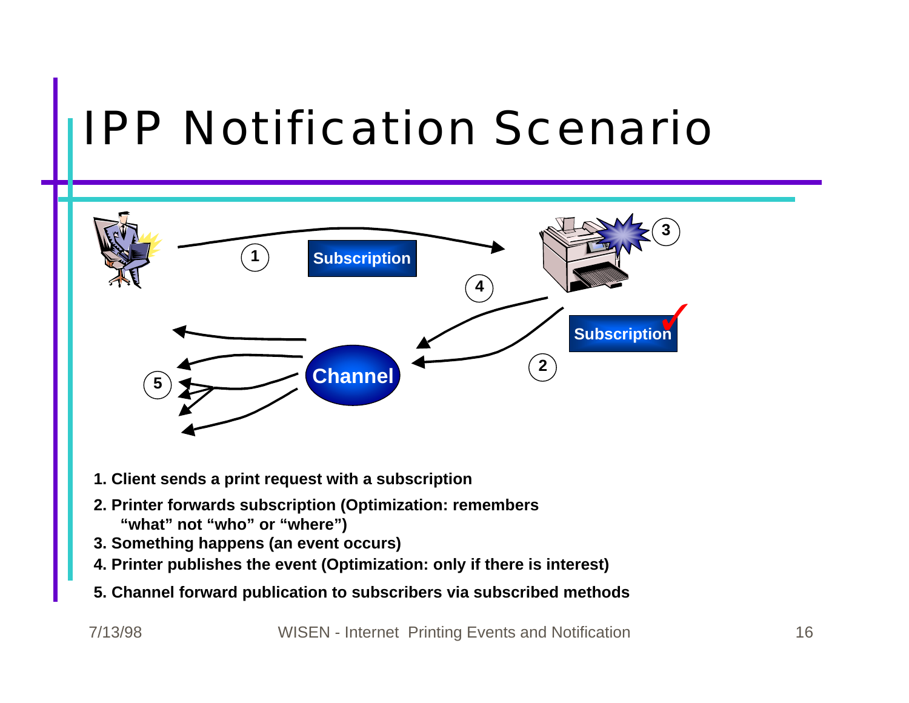# IPP Notification Scenario

1. Client sends a print request with a subscription
2. Printer forwards subscription (Optimization: remembers "what" not "who" or "where")
3. Something happens (an event occurs)
4. Printer publishes the event (Optimization: only if there is interest)
5. Channel forward publication to subscribers via subscribed methods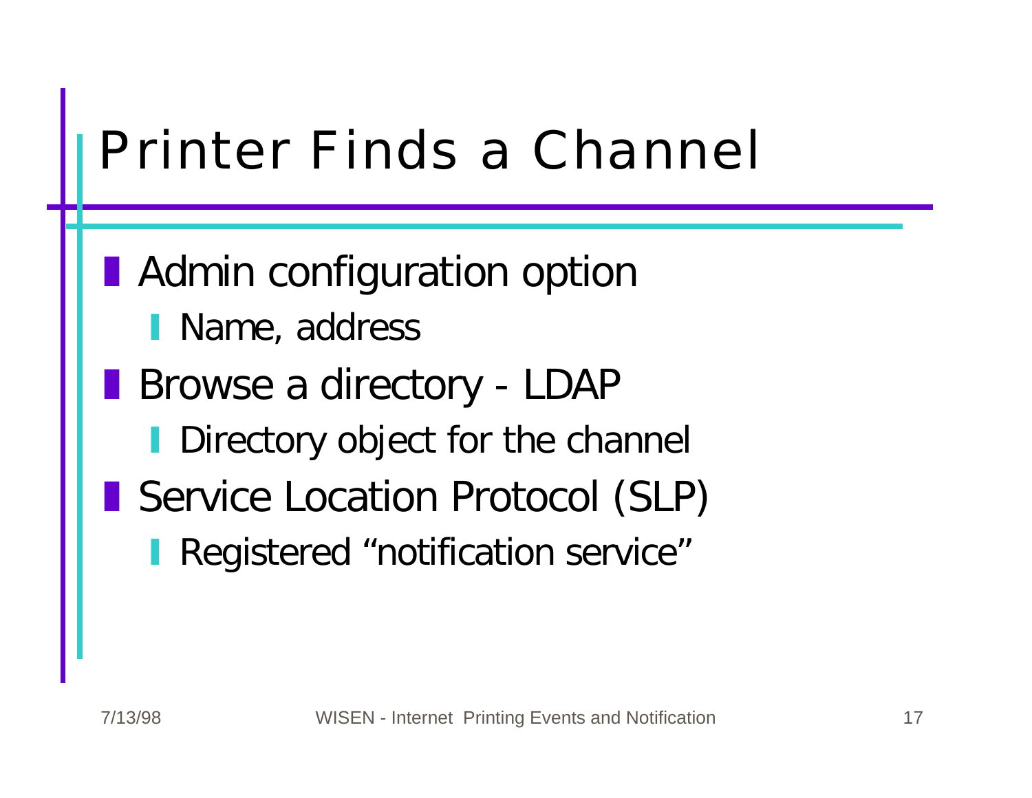# Printer Finds a Channel

- Admin configuration option
  - Name, address
- Browse a directory - LDAP
  - Directory object for the channel
- Service Location Protocol (SLP)
  - Registered “notification service”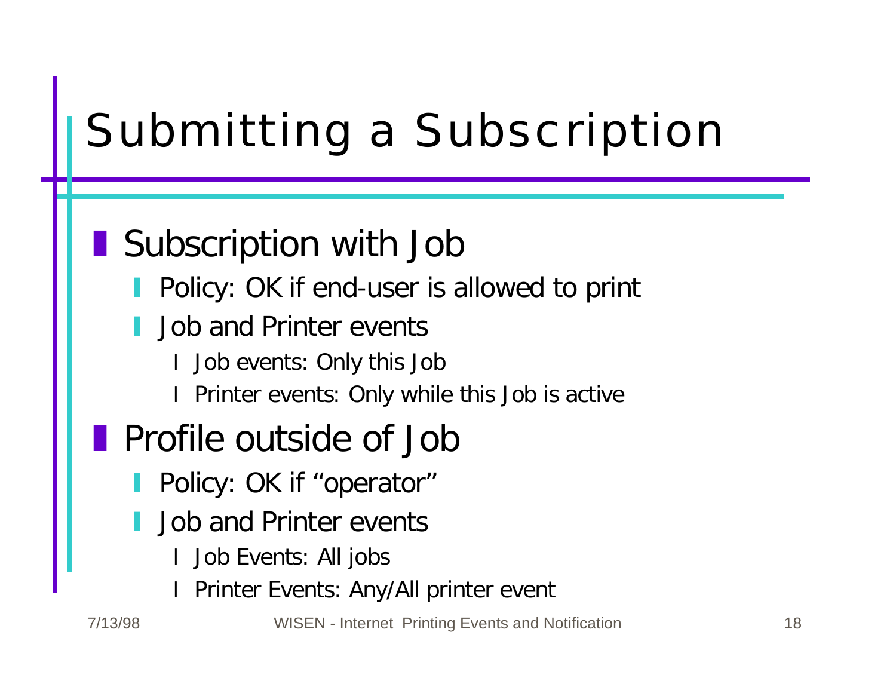# Submitting a Subscription

- Subscription with Job
  - Policy: OK if end-user is allowed to print
  - Job and Printer events
    - Job events: Only this Job
    - Printer events: Only while this Job is active
- Profile outside of Job
  - Policy: OK if “operator”
  - Job and Printer events
    - Job Events: All jobs
    - Printer Events: Any/All printer event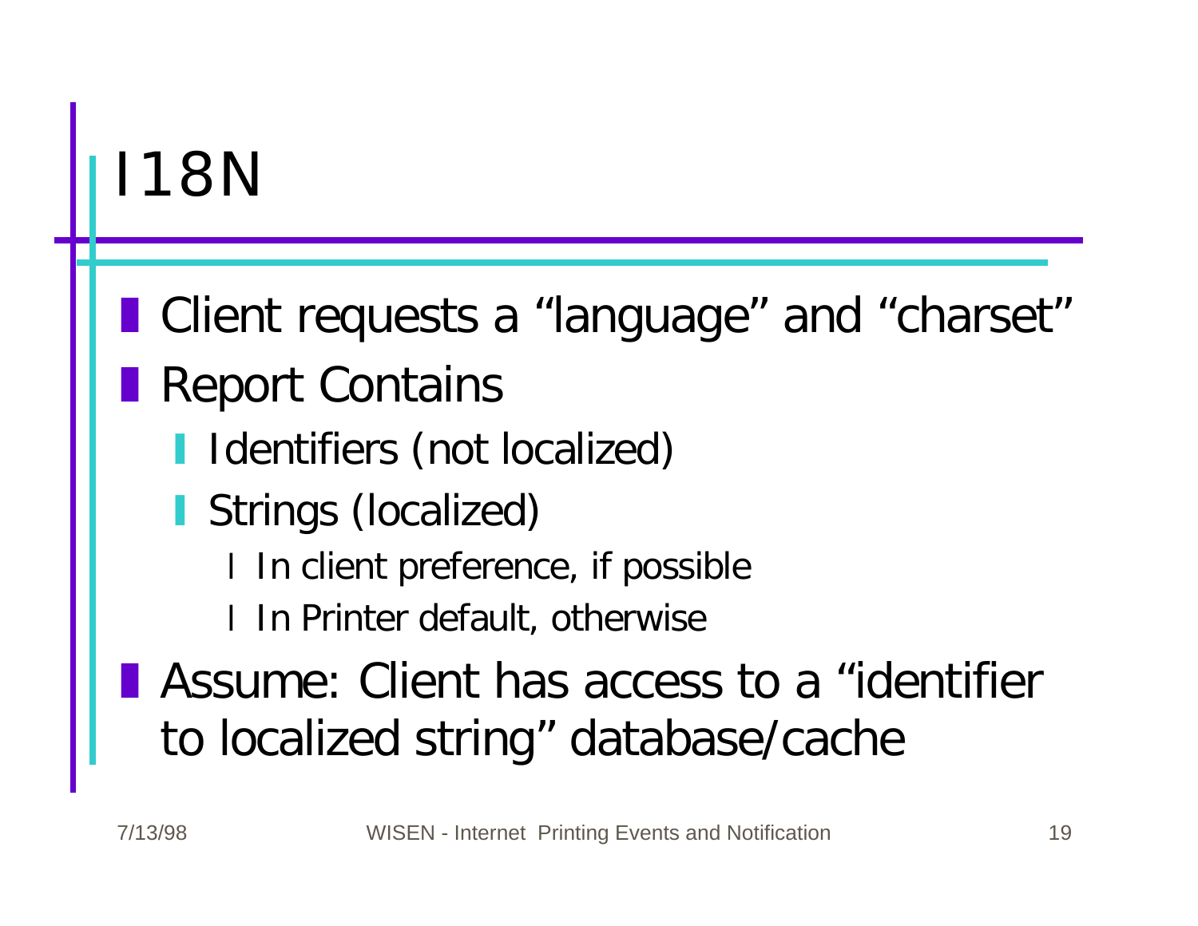# I18N

- Client requests a “language” and “charset”
- Report Contains
  - Identifiers (not localized)
  - Strings (localized)
    - In client preference, if possible
    - In Printer default, otherwise
- Assume: Client has access to a “identifier to localized string” database/cache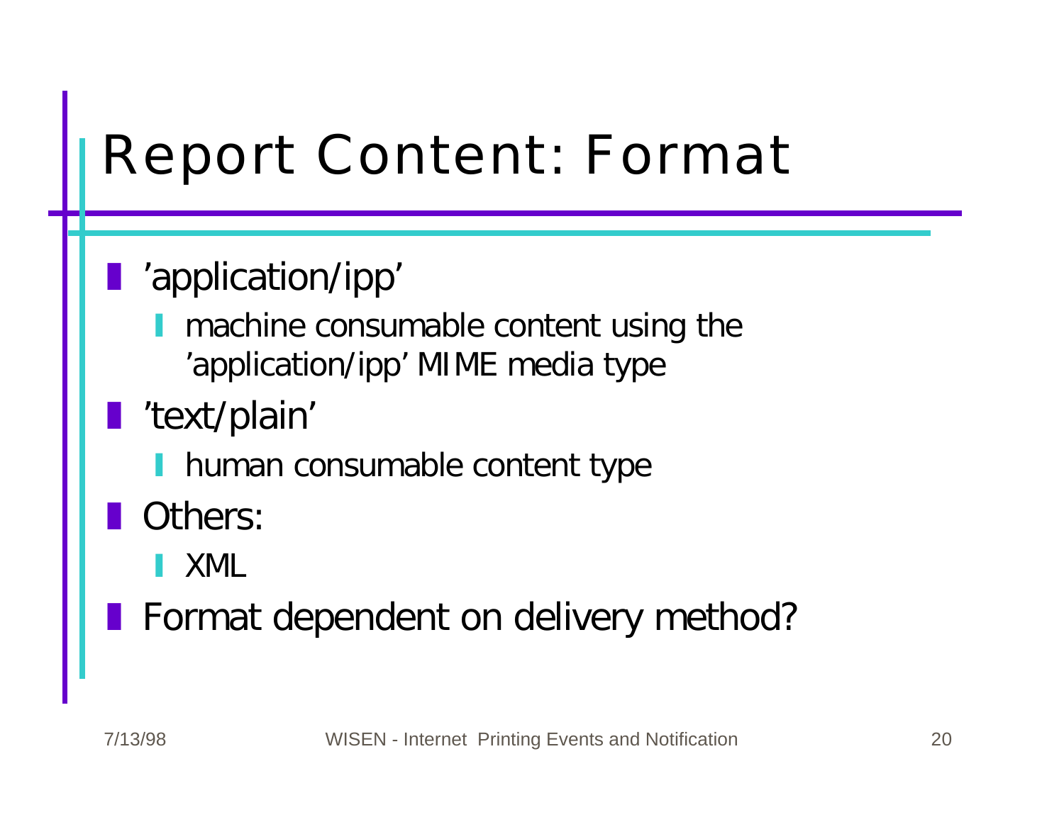# Report Content: Format

- 'application/ipp'
  - machine consumable content using the 'application/ipp' MIME media type
- 'text/plain'
  - human consumable content type
- Others:
  - XML
- Format dependent on delivery method?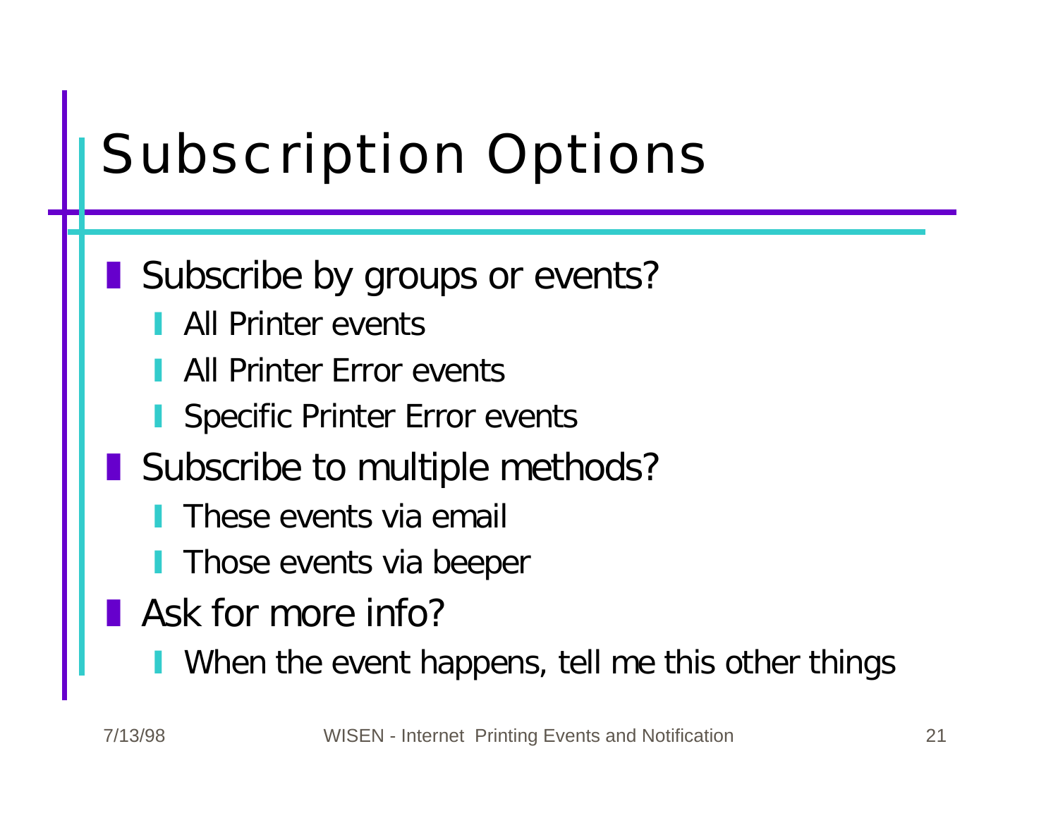# Subscription Options

- Subscribe by groups or events?
  - All Printer events
  - All Printer Error events
  - Specific Printer Error events
- Subscribe to multiple methods?
  - These events via email
  - Those events via beeper
- Ask for more info?
  - When the event happens, tell me this other things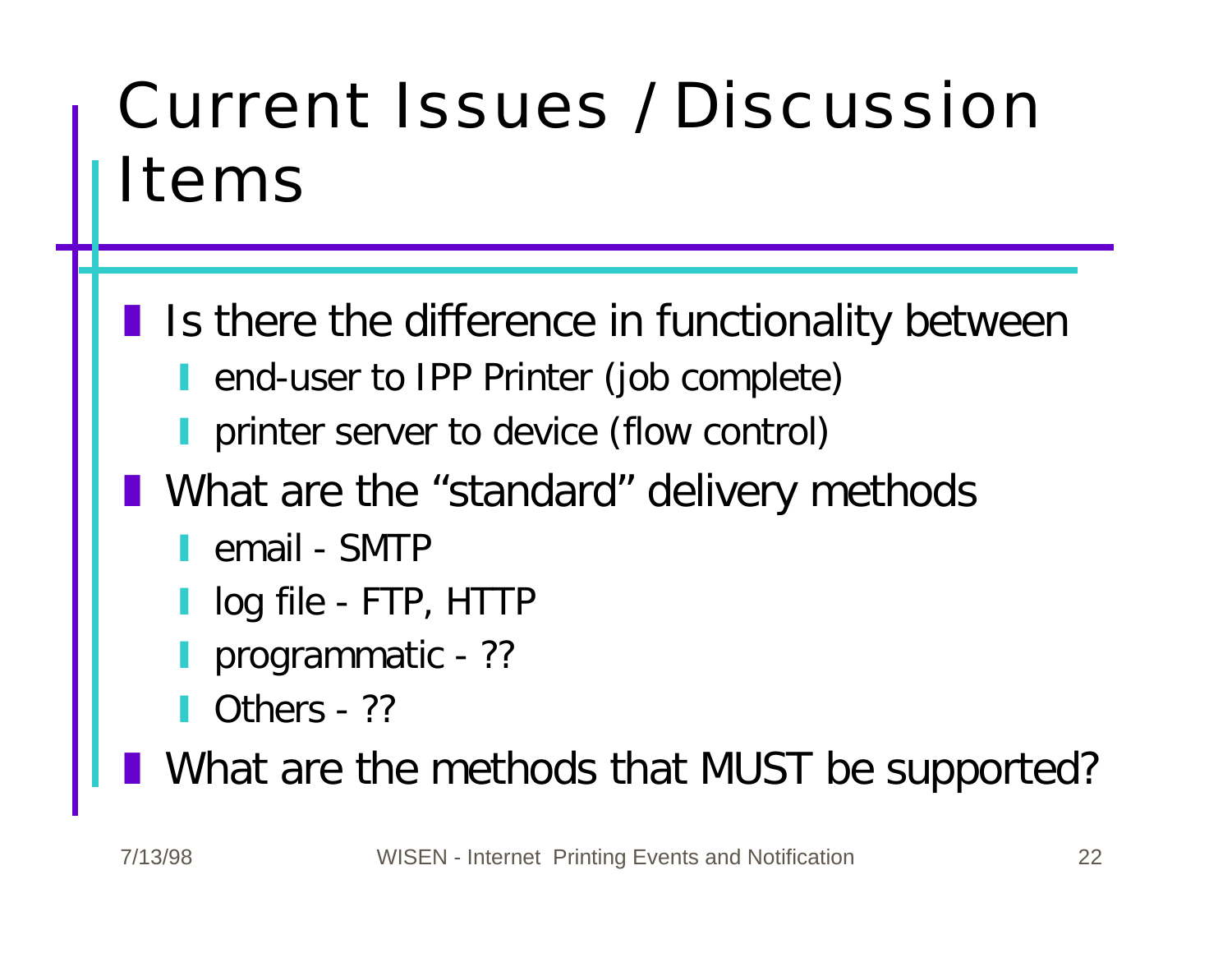# Current Issues / Discussion Items

- Is there the difference in functionality between
  - end-user to IPP Printer (job complete)
  - printer server to device (flow control)
- What are the “standard” delivery methods
  - email - SMTP
  - log file - FTP, HTTP
  - programmatic - ??
  - Others - ??
- What are the methods that MUST be supported?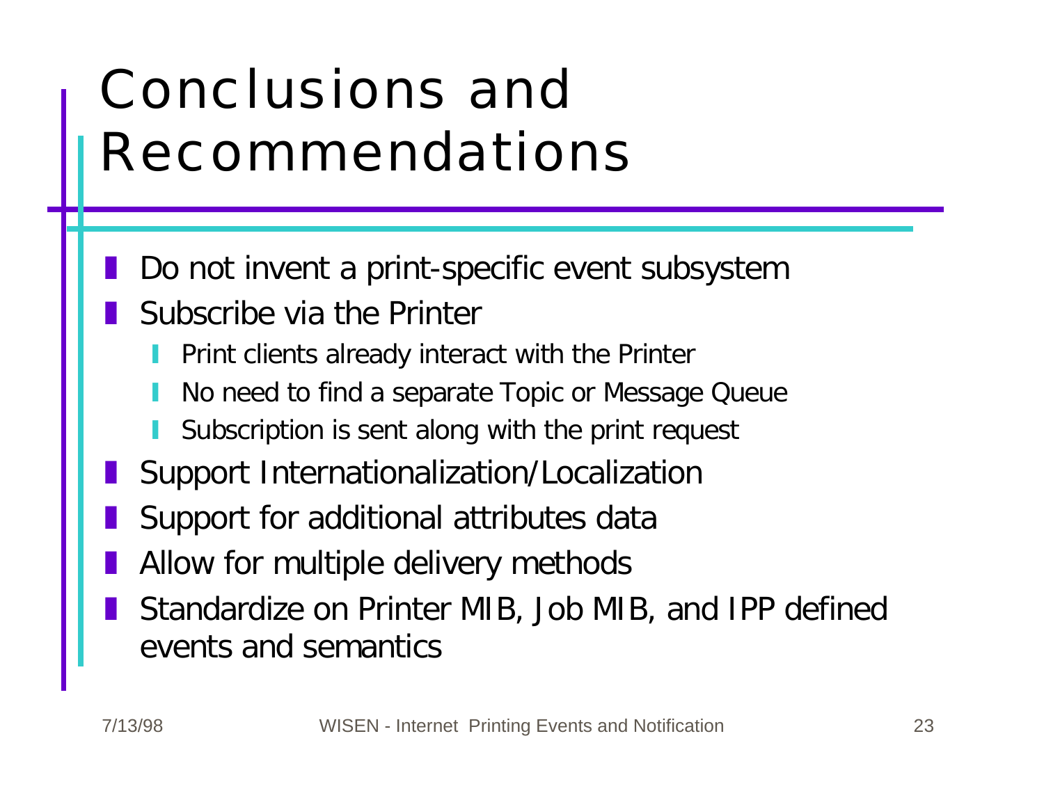# Conclusions and Recommendations

- Do not invent a print-specific event subsystem
- Subscribe via the Printer
  - Print clients already interact with the Printer
  - No need to find a separate Topic or Message Queue
  - Subscription is sent along with the print request
- Support Internationalization/Localization
- Support for additional attributes data
- Allow for multiple delivery methods
- Standardize on Printer MIB, Job MIB, and IPP defined events and semantics